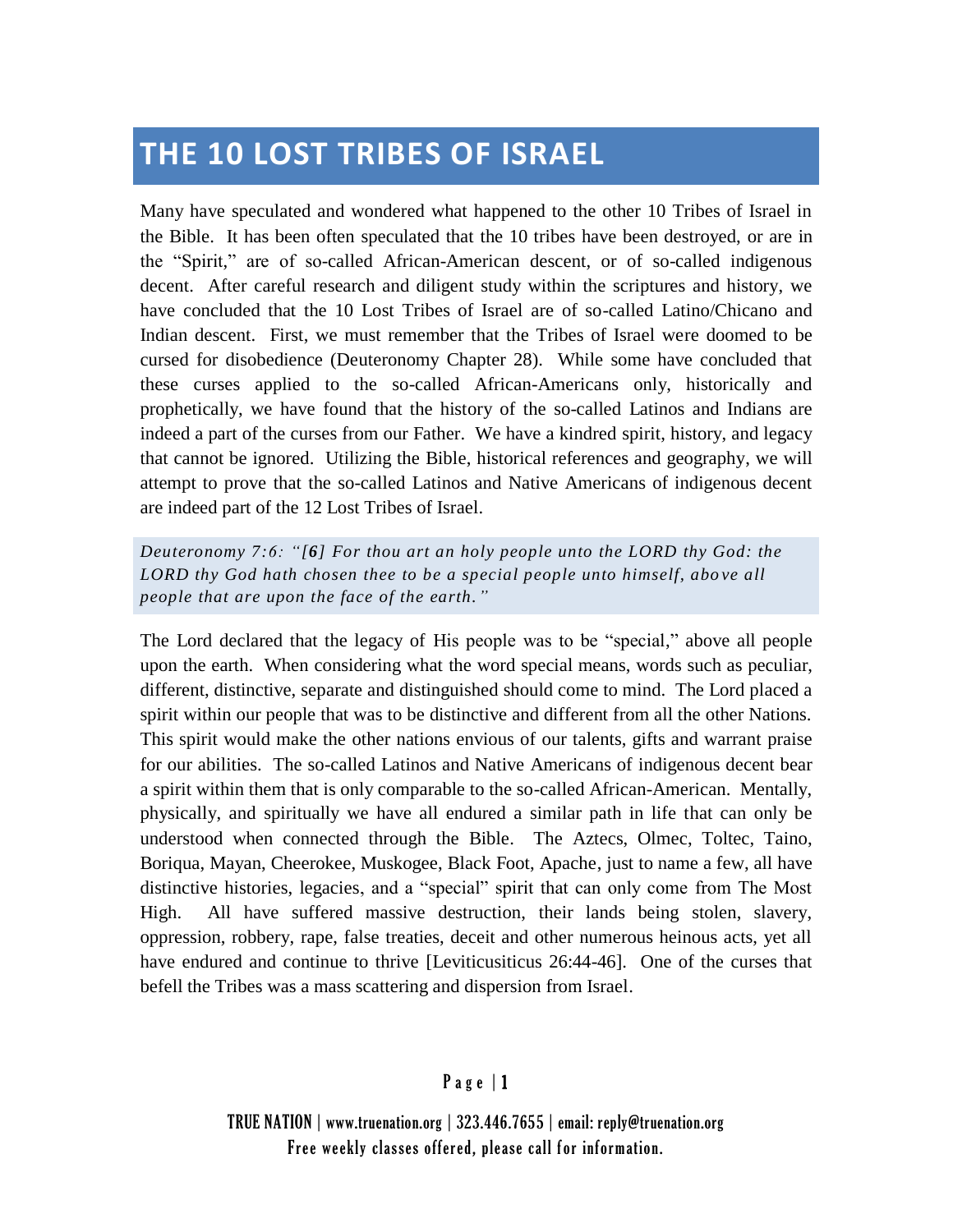# THE 10 LOST TRIBES OF ISRAEL

Many have speculated and wondered what happened to the other 10 Tribes of Israel in the Bible. It has been often speculated that the 10 tribes have been destroyed, or are in the "Spirit," are of so-called African-American descent, or of so-called indigenous decent. After careful research and diligent study within the scriptures and history, we have concluded that the 10 Lost Tribes of Israel are of so-called Latino/Chicano and Indian descent. First, we must remember that the Tribes of Israel were doomed to be cursed for disobedience (Deuteronomy Chapter 28). While some have concluded that these curses applied to the so-called African-Americans only, historically and prophetically, we have found that the history of the so-called Latinos and Indians are indeed a part of the curses from our Father. We have a kindred spirit, history, and legacy that cannot be ignored. Utilizing the Bible, historical references and geography, we will attempt to prove that the so-called Latinos and Native Americans of indigenous decent are indeed part of the 12 Lost Tribes of Israel.

> *Deuteronomy 7:6: "[**6**] For thou art an holy people unto the LORD thy God: the LORD thy God hath chosen thee to be a special people unto himself, above all people that are upon the face of the earth."*

The Lord declared that the legacy of His people was to be "special," above all people upon the earth. When considering what the word special means, words such as peculiar, different, distinctive, separate and distinguished should come to mind. The Lord placed a spirit within our people that was to be distinctive and different from all the other Nations. This spirit would make the other nations envious of our talents, gifts and warrant praise for our abilities. The so-called Latinos and Native Americans of indigenous decent bear a spirit within them that is only comparable to the so-called African-American. Mentally, physically, and spiritually we have all endured a similar path in life that can only be understood when connected through the Bible. The Aztecs, Olmec, Toltec, Taino, Boriqua, Mayan, Cheerokee, Muskogee, Black Foot, Apache, just to name a few, all have distinctive histories, legacies, and a "special" spirit that can only come from The Most High. All have suffered massive destruction, their lands being stolen, slavery, oppression, robbery, rape, false treaties, deceit and other numerous heinous acts, yet all have endured and continue to thrive [Leviticusiticus 26:44-46]. One of the curses that befell the Tribes was a mass scattering and dispersion from Israel.

TRUE NATION | www.truenation.org | 323.446.7655 | email: reply@truenation.org
Free weekly classes offered, please call for information.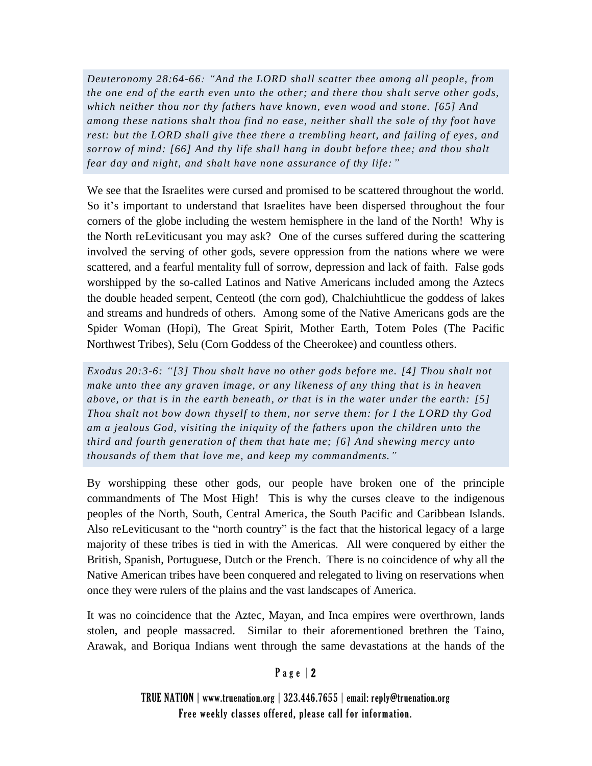*Deuteronomy 28:64-66: "And the LORD shall scatter thee among all people, from the one end of the earth even unto the other; and there thou shalt serve other gods, which neither thou nor thy fathers have known, even wood and stone. [65] And among these nations shalt thou find no ease, neither shall the sole of thy foot have rest: but the LORD shall give thee there a trembling heart, and failing of eyes, and sorrow of mind: [66] And thy life shall hang in doubt before thee; and thou shalt fear day and night, and shalt have none assurance of thy life:"*

We see that the Israelites were cursed and promised to be scattered throughout the world. So it's important to understand that Israelites have been dispersed throughout the four corners of the globe including the western hemisphere in the land of the North! Why is the North reLeviticusant you may ask? One of the curses suffered during the scattering involved the serving of other gods, severe oppression from the nations where we were scattered, and a fearful mentality full of sorrow, depression and lack of faith. False gods worshipped by the so-called Latinos and Native Americans included among the Aztecs the double headed serpent, Centeotl (the corn god), Chalchiuhtlicue the goddess of lakes and streams and hundreds of others. Among some of the Native Americans gods are the Spider Woman (Hopi), The Great Spirit, Mother Earth, Totem Poles (The Pacific Northwest Tribes), Selu (Corn Goddess of the Cheerokee) and countless others.

*Exodus 20:3-6: "[3] Thou shalt have no other gods before me. [4] Thou shalt not make unto thee any graven image, or any likeness of any thing that is in heaven above, or that is in the earth beneath, or that is in the water under the earth: [5] Thou shalt not bow down thyself to them, nor serve them: for I the LORD thy God am a jealous God, visiting the iniquity of the fathers upon the children unto the third and fourth generation of them that hate me; [6] And shewing mercy unto thousands of them that love me, and keep my commandments."*

By worshipping these other gods, our people have broken one of the principle commandments of The Most High! This is why the curses cleave to the indigenous peoples of the North, South, Central America, the South Pacific and Caribbean Islands. Also reLeviticusant to the "north country" is the fact that the historical legacy of a large majority of these tribes is tied in with the Americas. All were conquered by either the British, Spanish, Portuguese, Dutch or the French. There is no coincidence of why all the Native American tribes have been conquered and relegated to living on reservations when once they were rulers of the plains and the vast landscapes of America.

It was no coincidence that the Aztec, Mayan, and Inca empires were overthrown, lands stolen, and people massacred. Similar to their aforementioned brethren the Taino, Arawak, and Boriqua Indians went through the same devastations at the hands of the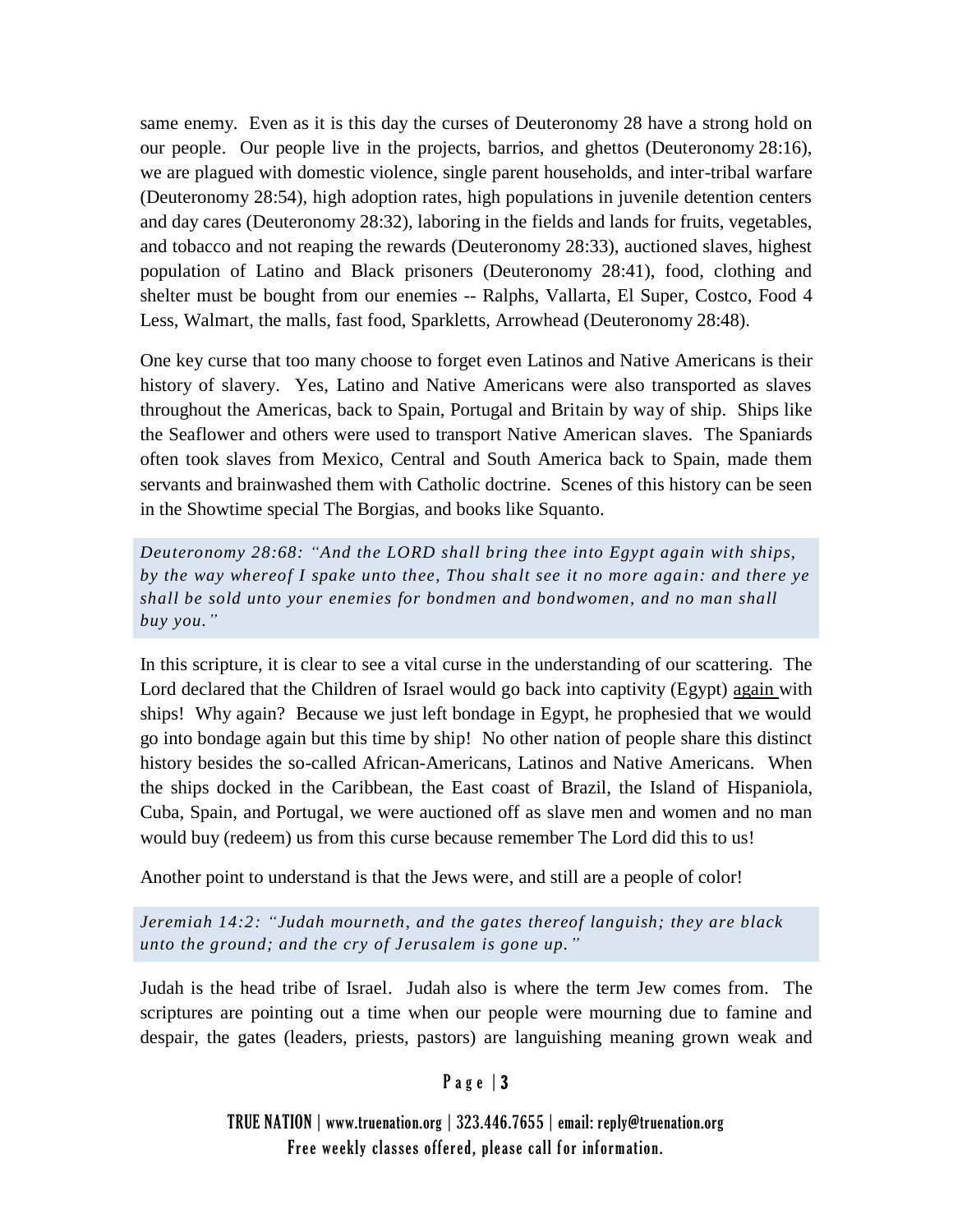same enemy. Even as it is this day the curses of Deuteronomy 28 have a strong hold on our people. Our people live in the projects, barrios, and ghettos (Deuteronomy 28:16), we are plagued with domestic violence, single parent households, and inter-tribal warfare (Deuteronomy 28:54), high adoption rates, high populations in juvenile detention centers and day cares (Deuteronomy 28:32), laboring in the fields and lands for fruits, vegetables, and tobacco and not reaping the rewards (Deuteronomy 28:33), auctioned slaves, highest population of Latino and Black prisoners (Deuteronomy 28:41), food, clothing and shelter must be bought from our enemies -- Ralphs, Vallarta, El Super, Costco, Food 4 Less, Walmart, the malls, fast food, Sparkletts, Arrowhead (Deuteronomy 28:48).

One key curse that too many choose to forget even Latinos and Native Americans is their history of slavery. Yes, Latino and Native Americans were also transported as slaves throughout the Americas, back to Spain, Portugal and Britain by way of ship. Ships like the Seaflower and others were used to transport Native American slaves. The Spaniards often took slaves from Mexico, Central and South America back to Spain, made them servants and brainwashed them with Catholic doctrine. Scenes of this history can be seen in the Showtime special The Borgias, and books like Squanto.

> *Deuteronomy 28:68: "And the LORD shall bring thee into Egypt again with ships, by the way whereof I spake unto thee, Thou shalt see it no more again: and there ye shall be sold unto your enemies for bondmen and bondwomen, and no man shall buy you."*

In this scripture, it is clear to see a vital curse in the understanding of our scattering. The Lord declared that the Children of Israel would go back into captivity (Egypt) <u>again</u> with ships! Why again? Because we just left bondage in Egypt, he prophesied that we would go into bondage again but this time by ship! No other nation of people share this distinct history besides the so-called African-Americans, Latinos and Native Americans. When the ships docked in the Caribbean, the East coast of Brazil, the Island of Hispaniola, Cuba, Spain, and Portugal, we were auctioned off as slave men and women and no man would buy (redeem) us from this curse because remember The Lord did this to us!

Another point to understand is that the Jews were, and still are a people of color!

> *Jeremiah 14:2: "Judah mourneth, and the gates thereof languish; they are black unto the ground; and the cry of Jerusalem is gone up."*

Judah is the head tribe of Israel. Judah also is where the term Jew comes from. The scriptures are pointing out a time when our people were mourning due to famine and despair, the gates (leaders, priests, pastors) are languishing meaning grown weak and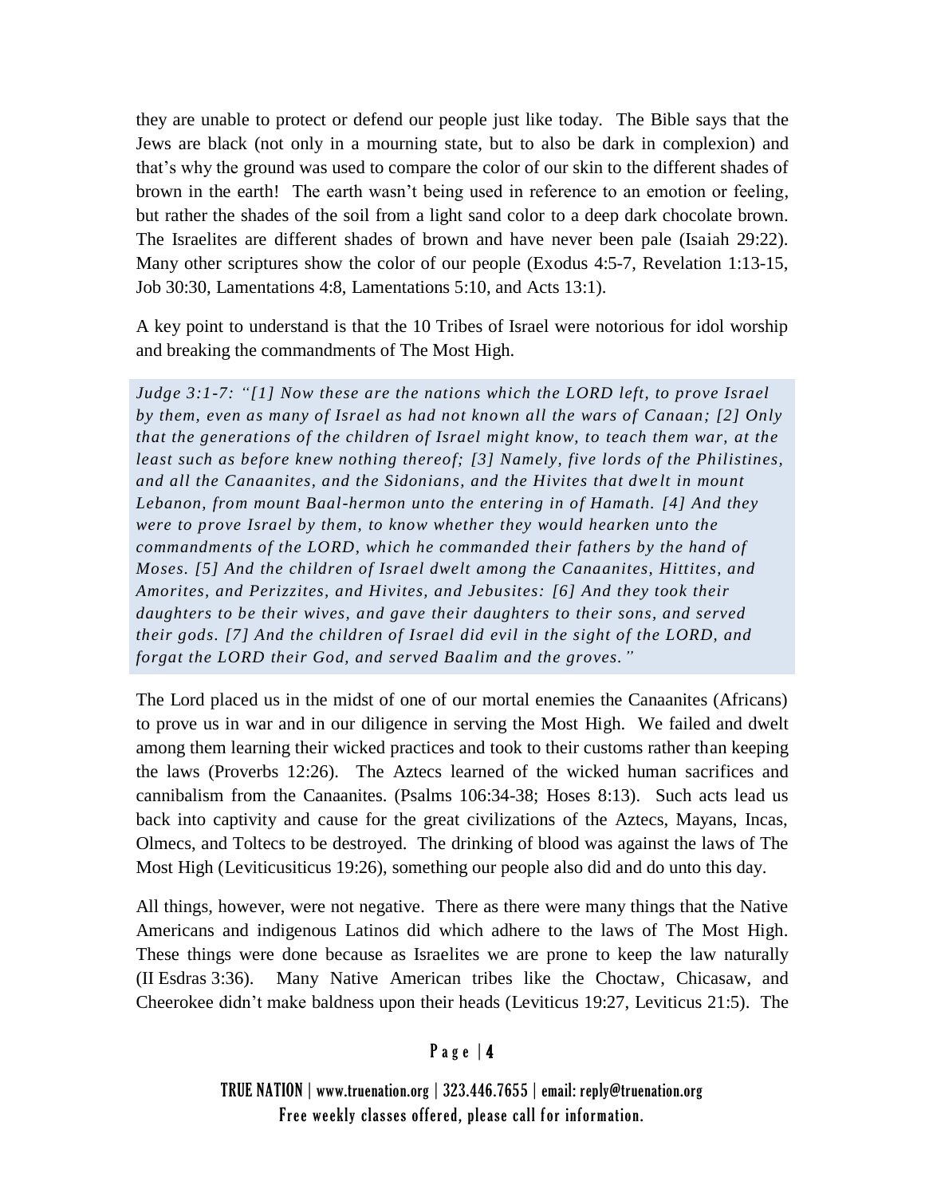they are unable to protect or defend our people just like today. The Bible says that the Jews are black (not only in a mourning state, but to also be dark in complexion) and that's why the ground was used to compare the color of our skin to the different shades of brown in the earth! The earth wasn't being used in reference to an emotion or feeling, but rather the shades of the soil from a light sand color to a deep dark chocolate brown. The Israelites are different shades of brown and have never been pale (Isaiah 29:22). Many other scriptures show the color of our people (Exodus 4:5-7, Revelation 1:13-15, Job 30:30, Lamentations 4:8, Lamentations 5:10, and Acts 13:1).

A key point to understand is that the 10 Tribes of Israel were notorious for idol worship and breaking the commandments of The Most High.

> *Judge 3:1-7: "[1] Now these are the nations which the LORD left, to prove Israel by them, even as many of Israel as had not known all the wars of Canaan; [2] Only that the generations of the children of Israel might know, to teach them war, at the least such as before knew nothing thereof; [3] Namely, five lords of the Philistines, and all the Canaanites, and the Sidonians, and the Hivites that dwelt in mount Lebanon, from mount Baal-hermon unto the entering in of Hamath. [4] And they were to prove Israel by them, to know whether they would hearken unto the commandments of the LORD, which he commanded their fathers by the hand of Moses. [5] And the children of Israel dwelt among the Canaanites, Hittites, and Amorites, and Perizzites, and Hivites, and Jebusites: [6] And they took their daughters to be their wives, and gave their daughters to their sons, and served their gods. [7] And the children of Israel did evil in the sight of the LORD, and forgat the LORD their God, and served Baalim and the groves."*

The Lord placed us in the midst of one of our mortal enemies the Canaanites (Africans) to prove us in war and in our diligence in serving the Most High. We failed and dwelt among them learning their wicked practices and took to their customs rather than keeping the laws (Proverbs 12:26). The Aztecs learned of the wicked human sacrifices and cannibalism from the Canaanites. (Psalms 106:34-38; Hoses 8:13). Such acts lead us back into captivity and cause for the great civilizations of the Aztecs, Mayans, Incas, Olmecs, and Toltecs to be destroyed. The drinking of blood was against the laws of The Most High (Leviticusiticus 19:26), something our people also did and do unto this day.

All things, however, were not negative. There as there were many things that the Native Americans and indigenous Latinos did which adhere to the laws of The Most High. These things were done because as Israelites we are prone to keep the law naturally (II Esdras 3:36). Many Native American tribes like the Choctaw, Chicasaw, and Cheerokee didn't make baldness upon their heads (Leviticus 19:27, Leviticus 21:5). The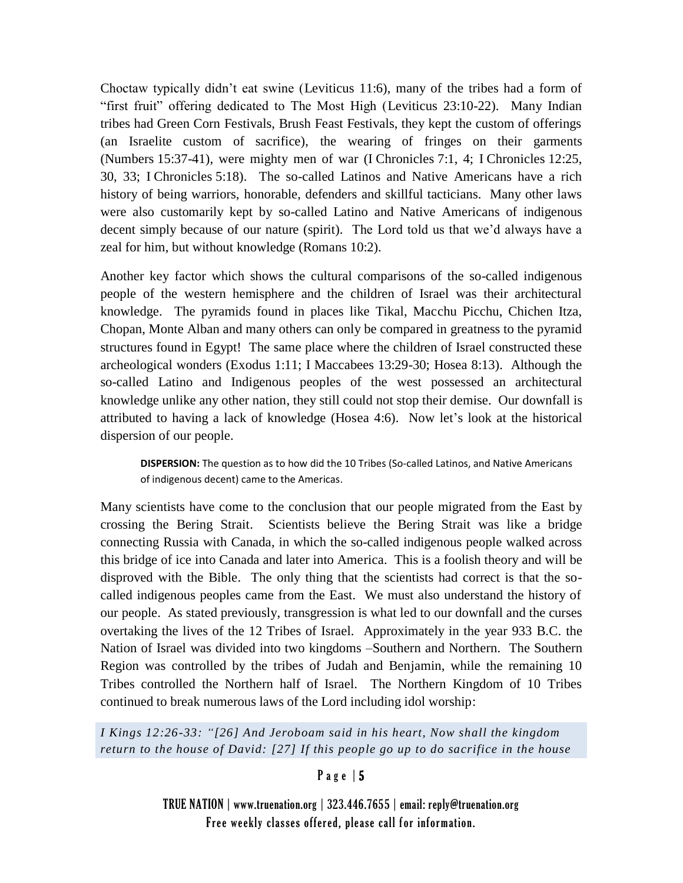Choctaw typically didn't eat swine (Leviticus 11:6), many of the tribes had a form of "first fruit" offering dedicated to The Most High (Leviticus 23:10-22). Many Indian tribes had Green Corn Festivals, Brush Feast Festivals, they kept the custom of offerings (an Israelite custom of sacrifice), the wearing of fringes on their garments (Numbers 15:37-41), were mighty men of war (I Chronicles 7:1, 4; I Chronicles 12:25, 30, 33; I Chronicles 5:18). The so-called Latinos and Native Americans have a rich history of being warriors, honorable, defenders and skillful tacticians. Many other laws were also customarily kept by so-called Latino and Native Americans of indigenous decent simply because of our nature (spirit). The Lord told us that we'd always have a zeal for him, but without knowledge (Romans 10:2).

Another key factor which shows the cultural comparisons of the so-called indigenous people of the western hemisphere and the children of Israel was their architectural knowledge. The pyramids found in places like Tikal, Macchu Picchu, Chichen Itza, Chopan, Monte Alban and many others can only be compared in greatness to the pyramid structures found in Egypt! The same place where the children of Israel constructed these archeological wonders (Exodus 1:11; I Maccabees 13:29-30; Hosea 8:13). Although the so-called Latino and Indigenous peoples of the west possessed an architectural knowledge unlike any other nation, they still could not stop their demise. Our downfall is attributed to having a lack of knowledge (Hosea 4:6). Now let's look at the historical dispersion of our people.

> **DISPERSION:** The question as to how did the 10 Tribes (So-called Latinos, and Native Americans of indigenous decent) came to the Americas.

Many scientists have come to the conclusion that our people migrated from the East by crossing the Bering Strait. Scientists believe the Bering Strait was like a bridge connecting Russia with Canada, in which the so-called indigenous people walked across this bridge of ice into Canada and later into America. This is a foolish theory and will be disproved with the Bible. The only thing that the scientists had correct is that the so-called indigenous peoples came from the East. We must also understand the history of our people. As stated previously, transgression is what led to our downfall and the curses overtaking the lives of the 12 Tribes of Israel. Approximately in the year 933 B.C. the Nation of Israel was divided into two kingdoms –Southern and Northern. The Southern Region was controlled by the tribes of Judah and Benjamin, while the remaining 10 Tribes controlled the Northern half of Israel. The Northern Kingdom of 10 Tribes continued to break numerous laws of the Lord including idol worship:

> *I Kings 12:26-33: "[26] And Jeroboam said in his heart, Now shall the kingdom return to the house of David: [27] If this people go up to do sacrifice in the house*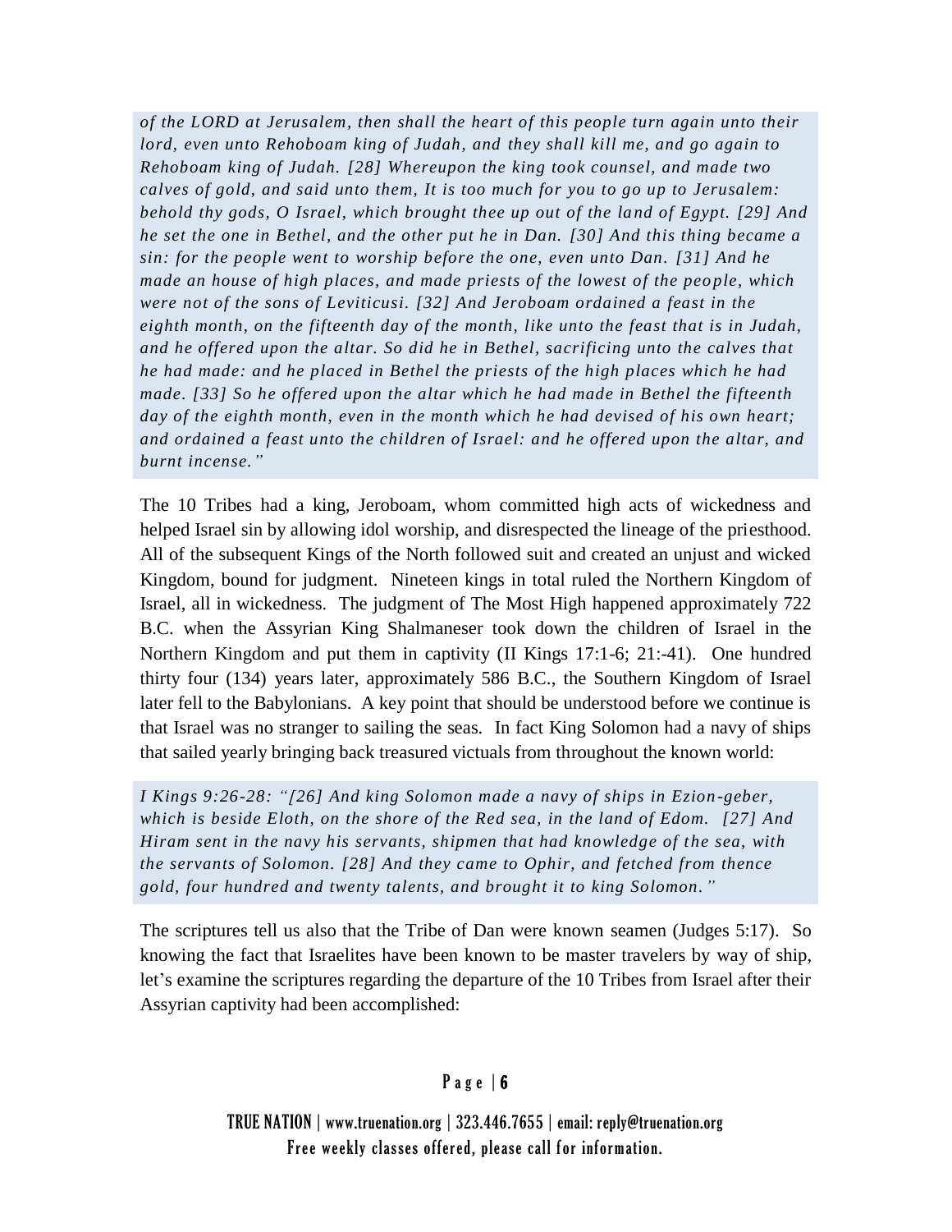*of the LORD at Jerusalem, then shall the heart of this people turn again unto their lord, even unto Rehoboam king of Judah, and they shall kill me, and go again to Rehoboam king of Judah. [28] Whereupon the king took counsel, and made two calves of gold, and said unto them, It is too much for you to go up to Jerusalem: behold thy gods, O Israel, which brought thee up out of the land of Egypt. [29] And he set the one in Bethel, and the other put he in Dan. [30] And this thing became a sin: for the people went to worship before the one, even unto Dan. [31] And he made an house of high places, and made priests of the lowest of the people, which were not of the sons of Leviticusi. [32] And Jeroboam ordained a feast in the eighth month, on the fifteenth day of the month, like unto the feast that is in Judah, and he offered upon the altar. So did he in Bethel, sacrificing unto the calves that he had made: and he placed in Bethel the priests of the high places which he had made. [33] So he offered upon the altar which he had made in Bethel the fifteenth day of the eighth month, even in the month which he had devised of his own heart; and ordained a feast unto the children of Israel: and he offered upon the altar, and burnt incense."*

The 10 Tribes had a king, Jeroboam, whom committed high acts of wickedness and helped Israel sin by allowing idol worship, and disrespected the lineage of the priesthood. All of the subsequent Kings of the North followed suit and created an unjust and wicked Kingdom, bound for judgment. Nineteen kings in total ruled the Northern Kingdom of Israel, all in wickedness. The judgment of The Most High happened approximately 722 B.C. when the Assyrian King Shalmaneser took down the children of Israel in the Northern Kingdom and put them in captivity (II Kings 17:1-6; 21:-41). One hundred thirty four (134) years later, approximately 586 B.C., the Southern Kingdom of Israel later fell to the Babylonians. A key point that should be understood before we continue is that Israel was no stranger to sailing the seas. In fact King Solomon had a navy of ships that sailed yearly bringing back treasured victuals from throughout the known world:

*I Kings 9:26-28: "[26] And king Solomon made a navy of ships in Ezion-geber, which is beside Eloth, on the shore of the Red sea, in the land of Edom. [27] And Hiram sent in the navy his servants, shipmen that had knowledge of the sea, with the servants of Solomon. [28] And they came to Ophir, and fetched from thence gold, four hundred and twenty talents, and brought it to king Solomon."*

The scriptures tell us also that the Tribe of Dan were known seamen (Judges 5:17). So knowing the fact that Israelites have been known to be master travelers by way of ship, let's examine the scriptures regarding the departure of the 10 Tribes from Israel after their Assyrian captivity had been accomplished: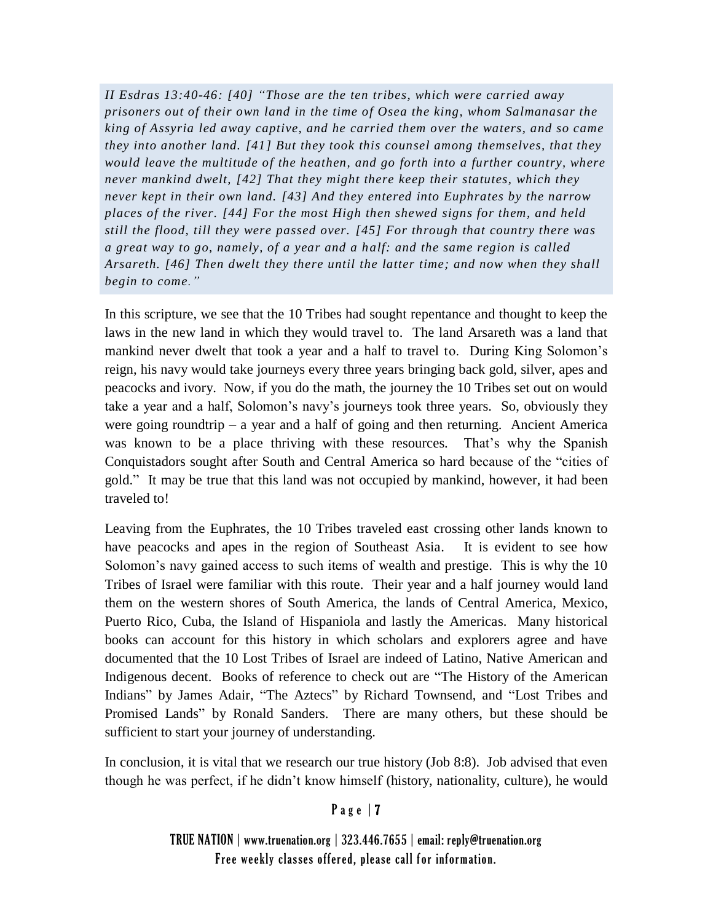*II Esdras 13:40-46: [40] "Those are the ten tribes, which were carried away prisoners out of their own land in the time of Osea the king, whom Salmanasar the king of Assyria led away captive, and he carried them over the waters, and so came they into another land. [41] But they took this counsel among themselves, that they would leave the multitude of the heathen, and go forth into a further country, where never mankind dwelt, [42] That they might there keep their statutes, which they never kept in their own land. [43] And they entered into Euphrates by the narrow places of the river. [44] For the most High then shewed signs for them, and held still the flood, till they were passed over. [45] For through that country there was a great way to go, namely, of a year and a half: and the same region is called Arsareth. [46] Then dwelt they there until the latter time; and now when they shall begin to come."*

In this scripture, we see that the 10 Tribes had sought repentance and thought to keep the laws in the new land in which they would travel to. The land Arsareth was a land that mankind never dwelt that took a year and a half to travel to. During King Solomon's reign, his navy would take journeys every three years bringing back gold, silver, apes and peacocks and ivory. Now, if you do the math, the journey the 10 Tribes set out on would take a year and a half, Solomon's navy's journeys took three years. So, obviously they were going roundtrip – a year and a half of going and then returning. Ancient America was known to be a place thriving with these resources. That's why the Spanish Conquistadors sought after South and Central America so hard because of the "cities of gold." It may be true that this land was not occupied by mankind, however, it had been traveled to!

Leaving from the Euphrates, the 10 Tribes traveled east crossing other lands known to have peacocks and apes in the region of Southeast Asia. It is evident to see how Solomon's navy gained access to such items of wealth and prestige. This is why the 10 Tribes of Israel were familiar with this route. Their year and a half journey would land them on the western shores of South America, the lands of Central America, Mexico, Puerto Rico, Cuba, the Island of Hispaniola and lastly the Americas. Many historical books can account for this history in which scholars and explorers agree and have documented that the 10 Lost Tribes of Israel are indeed of Latino, Native American and Indigenous decent. Books of reference to check out are "The History of the American Indians" by James Adair, "The Aztecs" by Richard Townsend, and "Lost Tribes and Promised Lands" by Ronald Sanders. There are many others, but these should be sufficient to start your journey of understanding.

In conclusion, it is vital that we research our true history (Job 8:8). Job advised that even though he was perfect, if he didn't know himself (history, nationality, culture), he would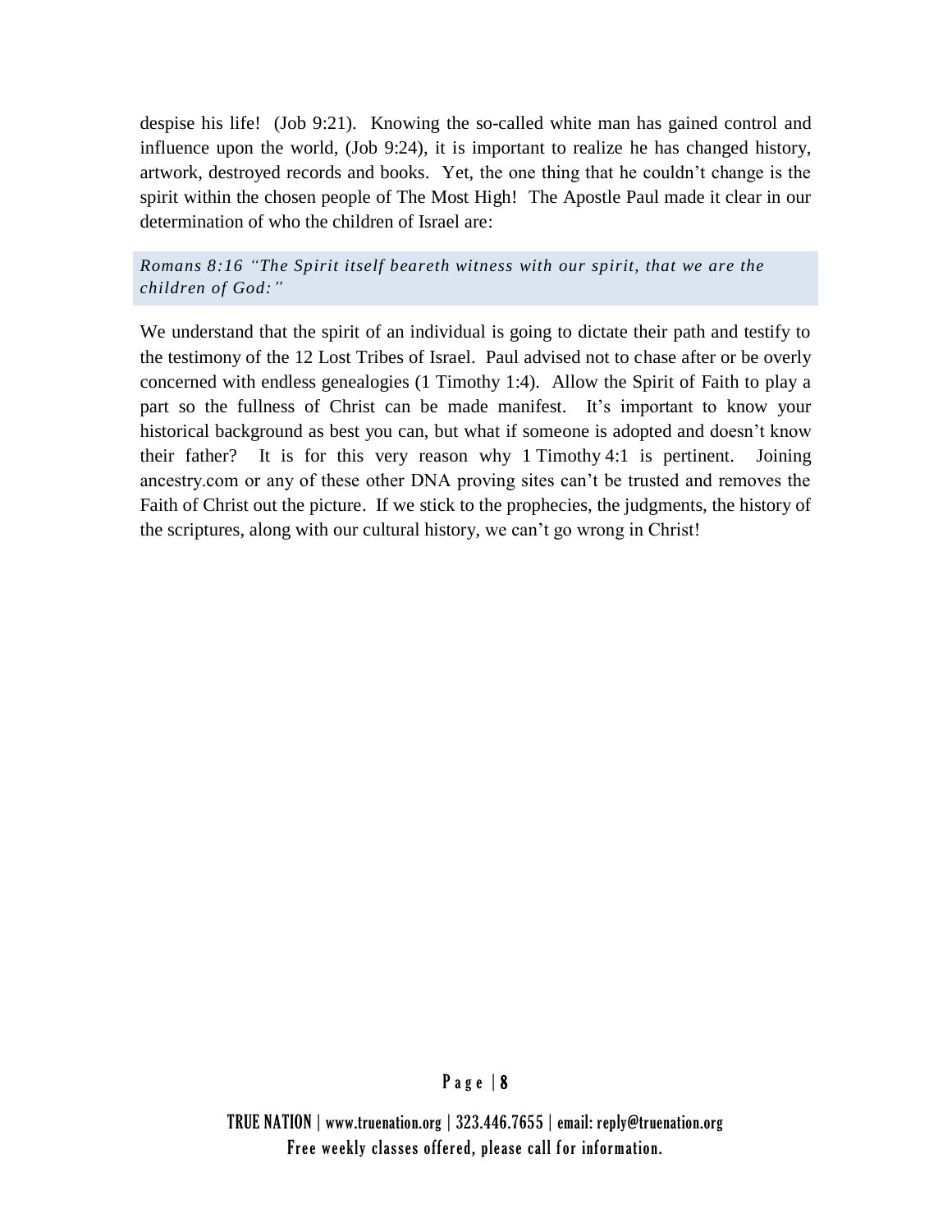despise his life! (Job 9:21). Knowing the so-called white man has gained control and influence upon the world, (Job 9:24), it is important to realize he has changed history, artwork, destroyed records and books. Yet, the one thing that he couldn't change is the spirit within the chosen people of The Most High! The Apostle Paul made it clear in our determination of who the children of Israel are:

> *Romans 8:16 "The Spirit itself beareth witness with our spirit, that we are the children of God:"*

We understand that the spirit of an individual is going to dictate their path and testify to the testimony of the 12 Lost Tribes of Israel. Paul advised not to chase after or be overly concerned with endless genealogies (1 Timothy 1:4). Allow the Spirit of Faith to play a part so the fullness of Christ can be made manifest. It's important to know your historical background as best you can, but what if someone is adopted and doesn't know their father? It is for this very reason why 1 Timothy 4:1 is pertinent. Joining ancestry.com or any of these other DNA proving sites can't be trusted and removes the Faith of Christ out the picture. If we stick to the prophecies, the judgments, the history of the scriptures, along with our cultural history, we can't go wrong in Christ!